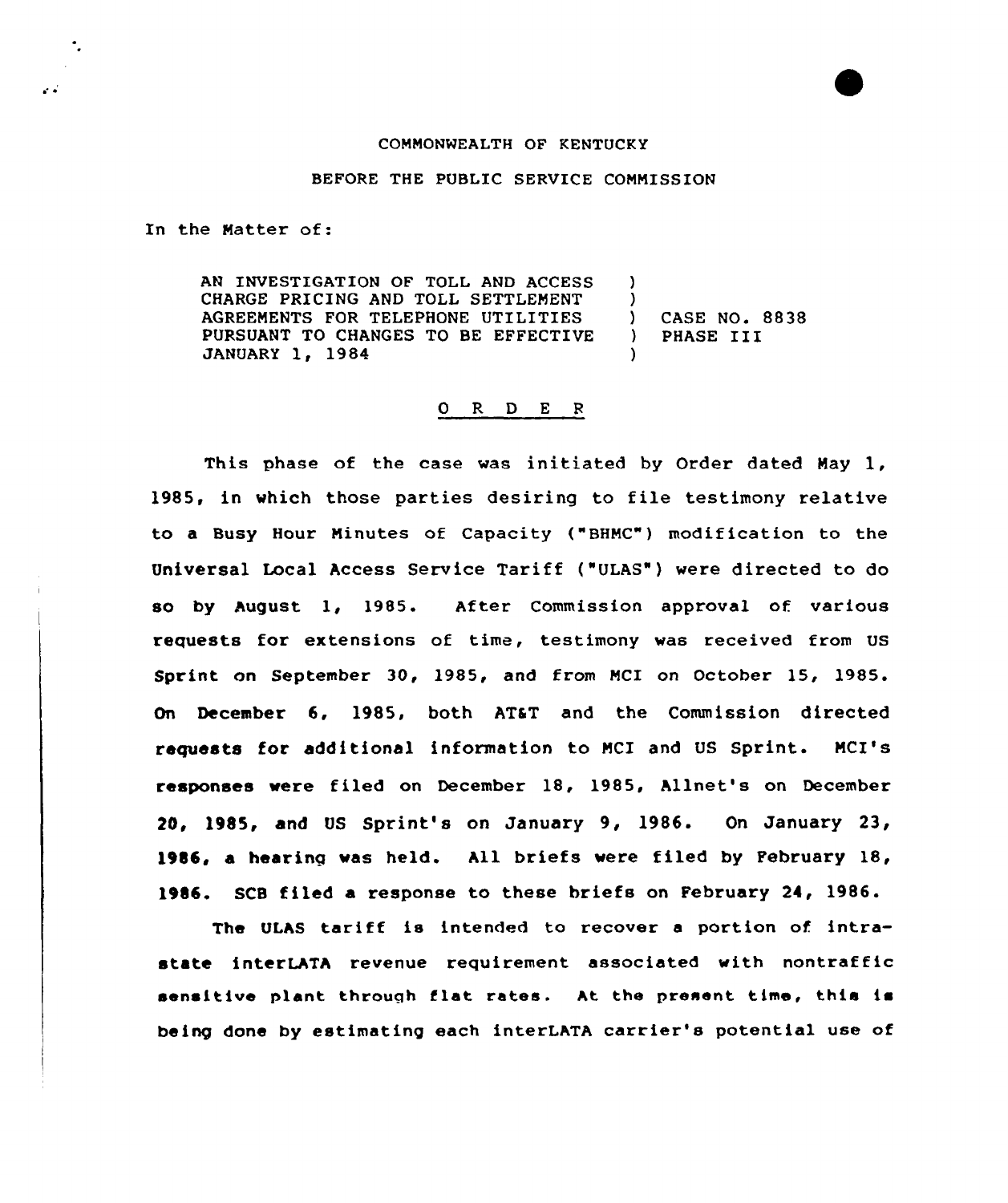COMMONWEALTH OF KENTUCKY

BEFORE THE PUBLIC SERVICE COMMISSION

In the Matter of:

| | | |
|---|---|---|
| AN INVESTIGATION OF TOLL AND ACCESS CHARGE PRICING AND TOLL SETTLEMENT AGREEMENTS FOR TELEPHONE UTILITIES PURSUANT TO CHANGES TO BE EFFECTIVE JANUARY 1, 1984 | ) ) ) ) ) | CASE NO. 8838 PHASE III |

O R D E R

This phase of the case was initiated by Order dated May 1, 1985, in which those parties desiring to file testimony relative to a Busy Hour Minutes of Capacity ("BHMC") modification to the Universal Local Access Service Tariff ("ULAS") were directed to do so by August 1, 1985. After Commission approval of various requests for extensions of time, testimony was received from US Sprint on September 30, 1985, and from MCI on October 15, 1985. On December 6, 1985, both AT&T and the Commission directed requests for additional information to MCI and US Sprint. MCI's responses were filed on December 18, 1985, Allnet's on December 20, 1985, and US Sprint's on January 9, 1986. On January 23, 1986, a hearing was held. All briefs were filed by February 18, 1986. SCB filed a response to these briefs on February 24, 1986.

The ULAS tariff is intended to recover a portion of intrastate interLATA revenue requirement associated with nontraffic sensitive plant through flat rates. At the present time, this is being done by estimating each interLATA carrier's potential use of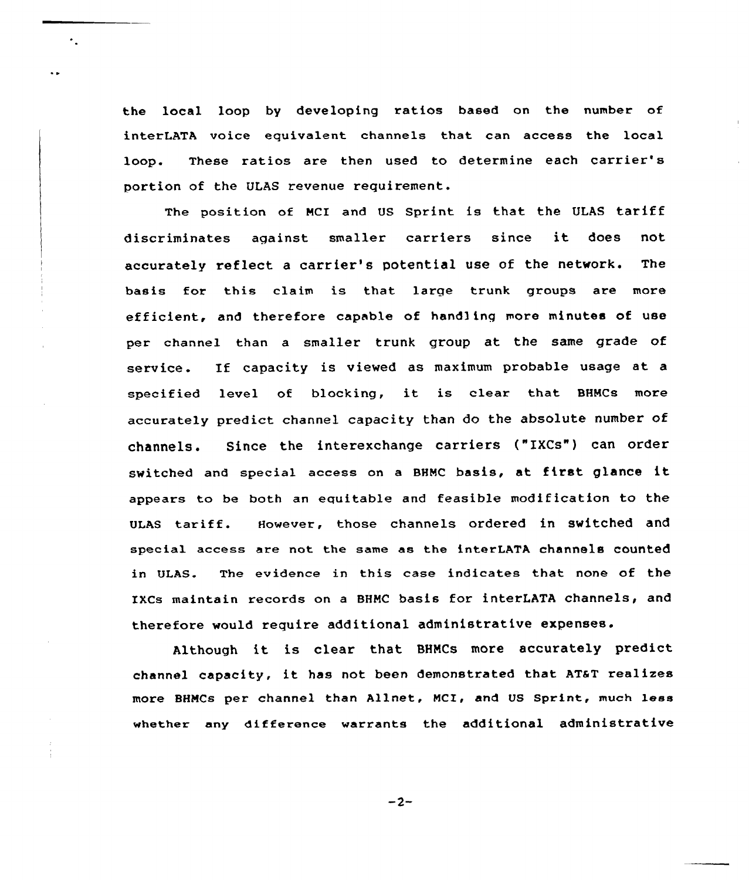the local loop by developing ratios based on the number of interLATA voice equivalent channels that can access the local loop. These ratios are then used to determine each carrier's portion of the ULAS revenue requirement.

The position of MCI and US Sprint is that the ULAS tariff discriminates against smaller carriers since it does not accurately reflect a carrier's potential use of the network. The basis for this claim is that large trunk groups are more efficient, and therefore capable of handling more minutes of use per channel than a smaller trunk group at the same grade of service. If capacity is viewed as maximum probable usage at a specified level of blocking, it is clear that BHMCs more accurately predict channel capacity than do the absolute number of channels. Since the interexchange carriers ("IXCs") can order switched and special access on a BHMC basis, at first glance it appears to be both an equitable and feasible modification to the ULAS tariff. However, those channels ordered in switched and special access are not the same as the interLATA channels counted in ULAS. The evidence in this case indicates that none of the IXCs maintain records on a BHMC basis for interLATA channels, and therefore would require additional administrative expenses.

Although it is clear that BHMCs more accurately predict channel capacity, it has not been demonstrated that AT&T realizes more BHMCs per channel than Allnet, MCI, and US Sprint, much less whether any difference warrants the additional administrative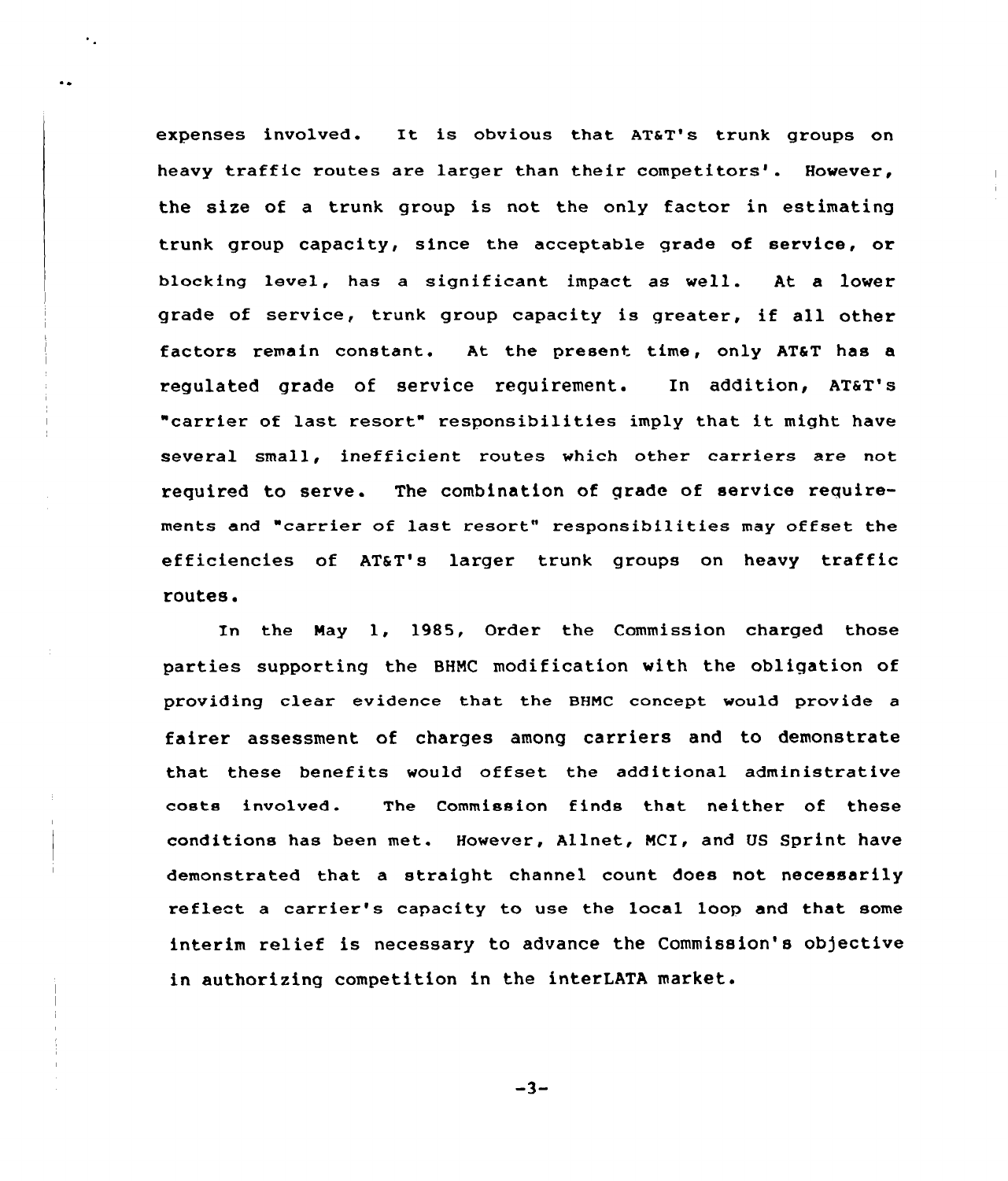expenses involved. It is obvious that AT&T's trunk groups on heavy traffic routes are larger than their competitors'. However, the size of a trunk group is not the only factor in estimating trunk group capacity, since the acceptable grade of service, or blocking level, has a significant impact as well. At a lower grade of service, trunk group capacity is greater, if all other factors remain constant. At the present time, only AT&T has a regulated grade of service requirement. In addition, AT&T's "carrier of last resort" responsibilities imply that it might have several small, inefficient routes which other carriers are not required to serve. The combination of grade of service requirements and "carrier of last resort" responsibilities may offset the efficiencies of AT&T's larger trunk groups on heavy traffic routes.

In the May 1, 1985, Order the Commission charged those parties supporting the BHMC modification with the obligation of providing clear evidence that the BHMC concept would provide a fairer assessment of charges among carriers and to demonstrate that these benefits would offset the additional administrative costs involved. The Commission finds that neither of these conditions has been met. However, Allnet, MCI, and US Sprint have demonstrated that a straight channel count does not necessarily reflect a carrier's capacity to use the local loop and that some interim relief is necessary to advance the Commission's objective in authorizing competition in the interLATA market.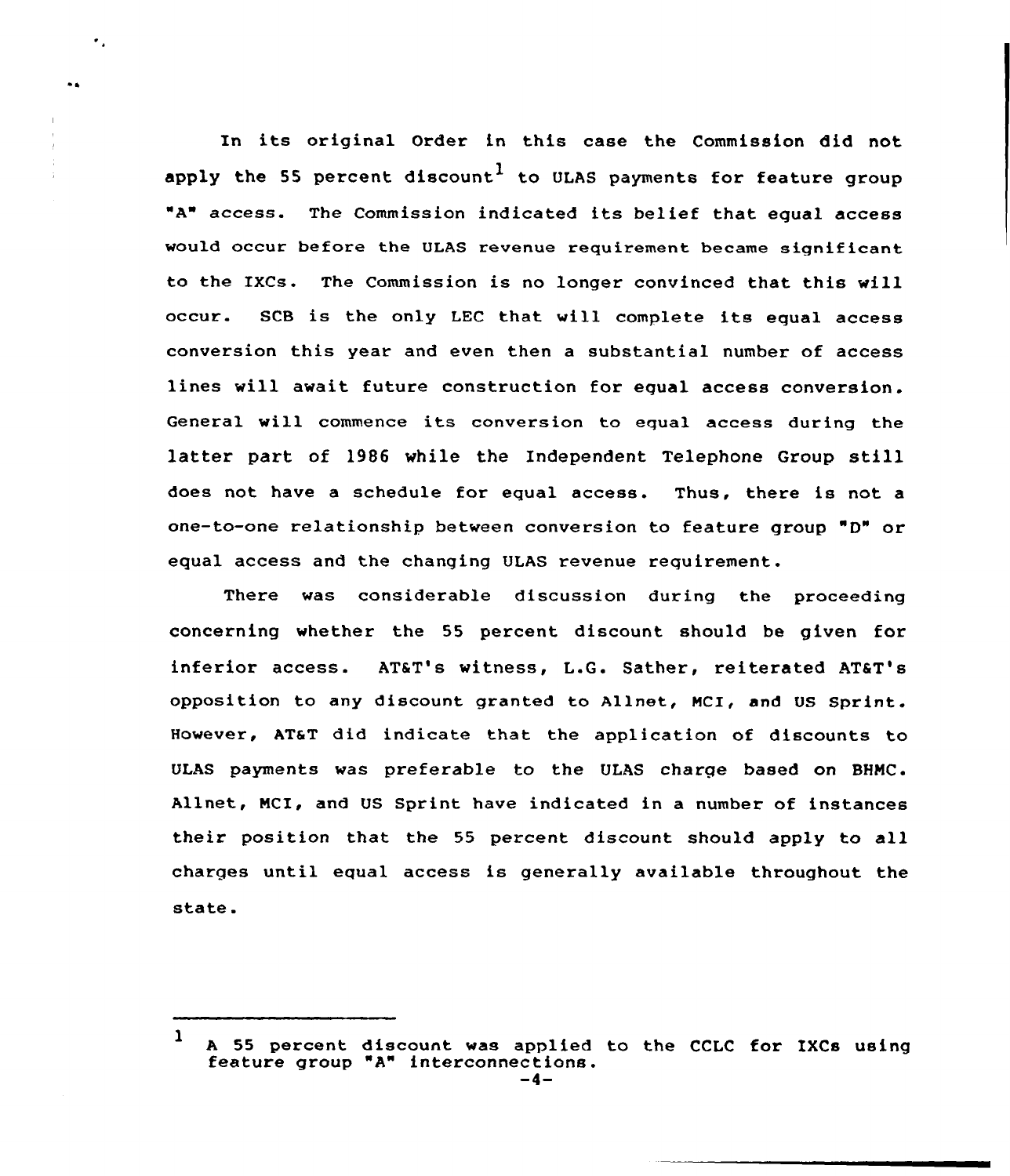In its original Order in this case the Commission did not apply the 55 percent discount[1] to ULAS payments for feature group "A" access. The Commission indicated its belief that equal access would occur before the ULAS revenue requirement became significant to the IXCs. The Commission is no longer convinced that this will occur. SCB is the only LEC that will complete its equal access conversion this year and even then a substantial number of access lines will await future construction for equal access conversion. General will commence its conversion to equal access during the latter part of 1986 while the Independent Telephone Group still does not have a schedule for equal access. Thus, there is not a one-to-one relationship between conversion to feature group "D" or equal access and the changing ULAS revenue requirement.

There was considerable discussion during the proceeding concerning whether the 55 percent discount should be given for inferior access. AT&T's witness, L.G. Sather, reiterated AT&T's opposition to any discount granted to Allnet, MCI, and US Sprint. However, AT&T did indicate that the application of discounts to ULAS payments was preferable to the ULAS charge based on BHMC. Allnet, MCI, and US Sprint have indicated in a number of instances their position that the 55 percent discount should apply to all charges until equal access is generally available throughout the state.

---

[1] A 55 percent discount was applied to the CCLC for IXCs using feature group "A" interconnections.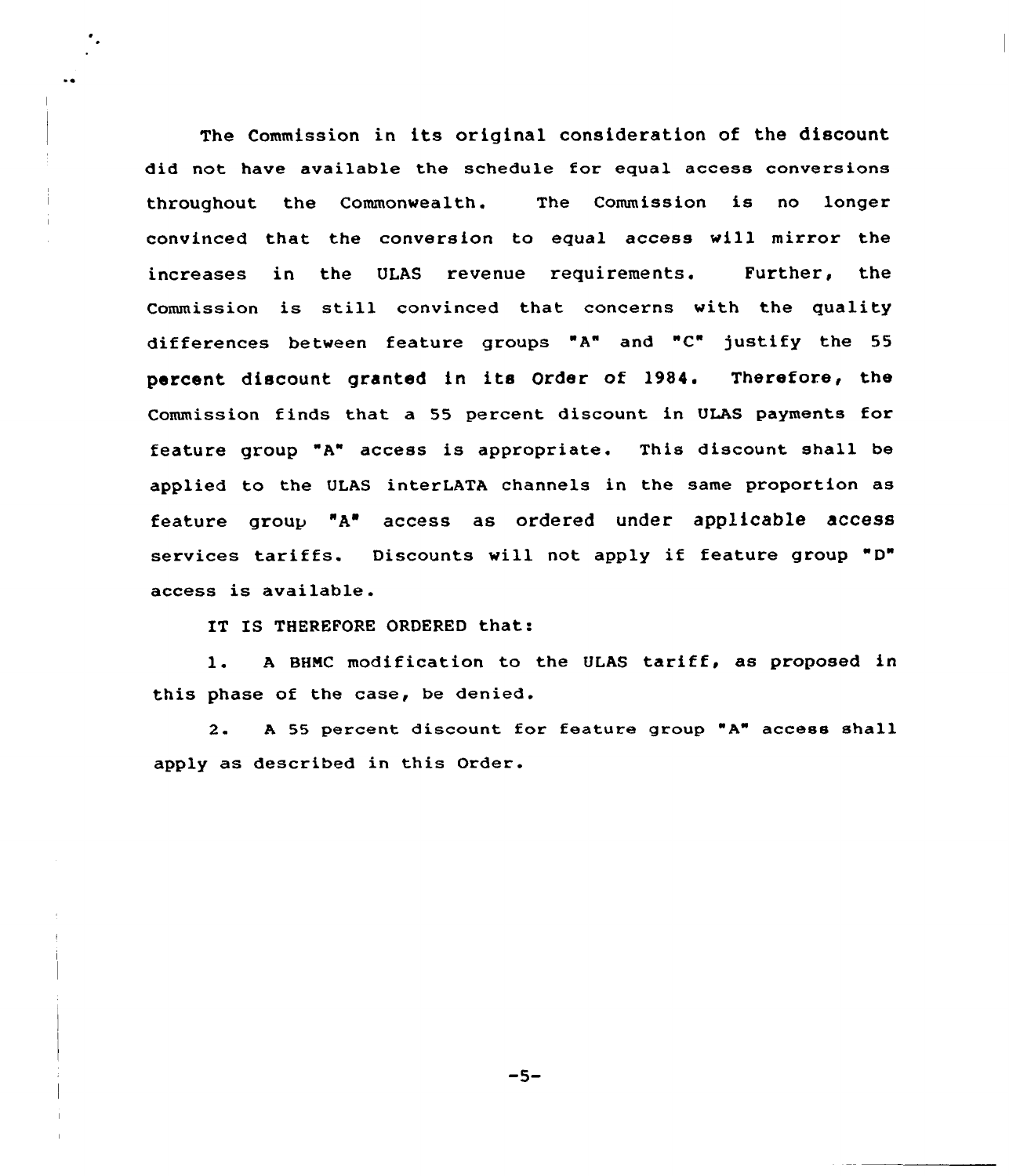The Commission in its original consideration of the discount did not have available the schedule for equal access conversions throughout the Commonwealth. The Commission is no longer convinced that the conversion to equal access will mirror the increases in the ULAS revenue requirements. Further, the Commission is still convinced that concerns with the quality differences between feature groups "A" and "C" justify the 55 percent discount granted in its Order of 1984. Therefore, the Commission finds that a 55 percent discount in ULAS payments for feature group "A" access is appropriate. This discount shall be applied to the ULAS interLATA channels in the same proportion as feature group "A" access as ordered under applicable access services tariffs. Discounts will not apply if feature group "D" access is available.

IT IS THEREFORE ORDERED that:

1. A BHMC modification to the ULAS tariff, as proposed in this phase of the case, be denied.

2. A 55 percent discount for feature group "A" access shall apply as described in this Order.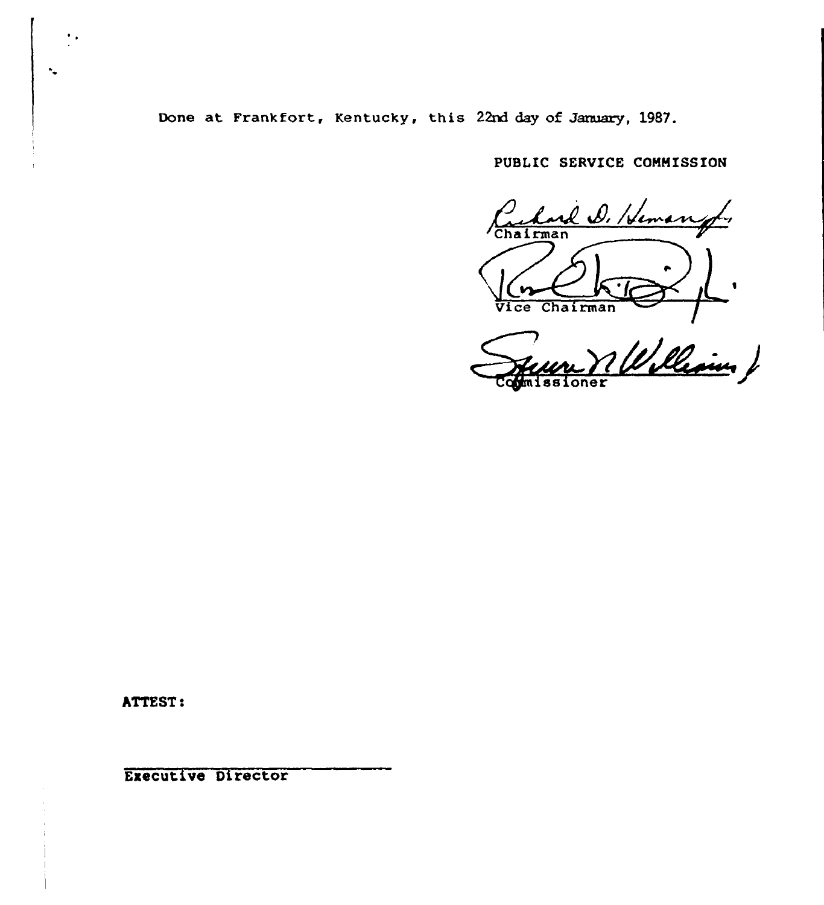Done at Frankfort, Kentucky, this 22nd day of January, 1987.

PUBLIC SERVICE COMMISSION

Chairman

Vice Chairman

Commissioner

ATTEST:

Executive Director